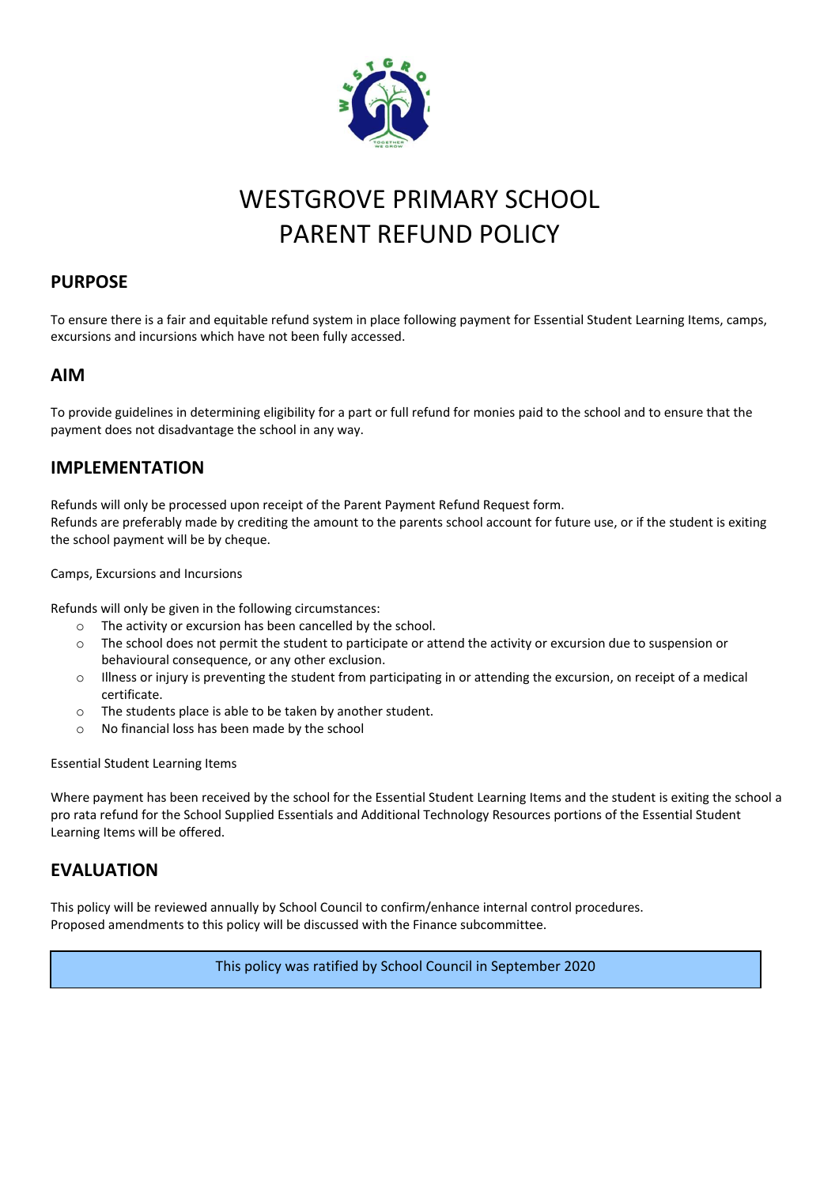# WESTGROVE PRIMARY SCHOOL
# PARENT REFUND POLICY

## PURPOSE

To ensure there is a fair and equitable refund system in place following payment for Essential Student Learning Items, camps, excursions and incursions which have not been fully accessed.

## AIM

To provide guidelines in determining eligibility for a part or full refund for monies paid to the school and to ensure that the payment does not disadvantage the school in any way.

## IMPLEMENTATION

Refunds will only be processed upon receipt of the Parent Payment Refund Request form.
Refunds are preferably made by crediting the amount to the parents school account for future use, or if the student is exiting the school payment will be by cheque.

Camps, Excursions and Incursions

Refunds will only be given in the following circumstances:

- The activity or excursion has been cancelled by the school.
- The school does not permit the student to participate or attend the activity or excursion due to suspension or behavioural consequence, or any other exclusion.
- Illness or injury is preventing the student from participating in or attending the excursion, on receipt of a medical certificate.
- The students place is able to be taken by another student.
- No financial loss has been made by the school

Essential Student Learning Items

Where payment has been received by the school for the Essential Student Learning Items and the student is exiting the school a pro rata refund for the School Supplied Essentials and Additional Technology Resources portions of the Essential Student Learning Items will be offered.

## EVALUATION

This policy will be reviewed annually by School Council to confirm/enhance internal control procedures.
Proposed amendments to this policy will be discussed with the Finance subcommittee.

This policy was ratified by School Council in September 2020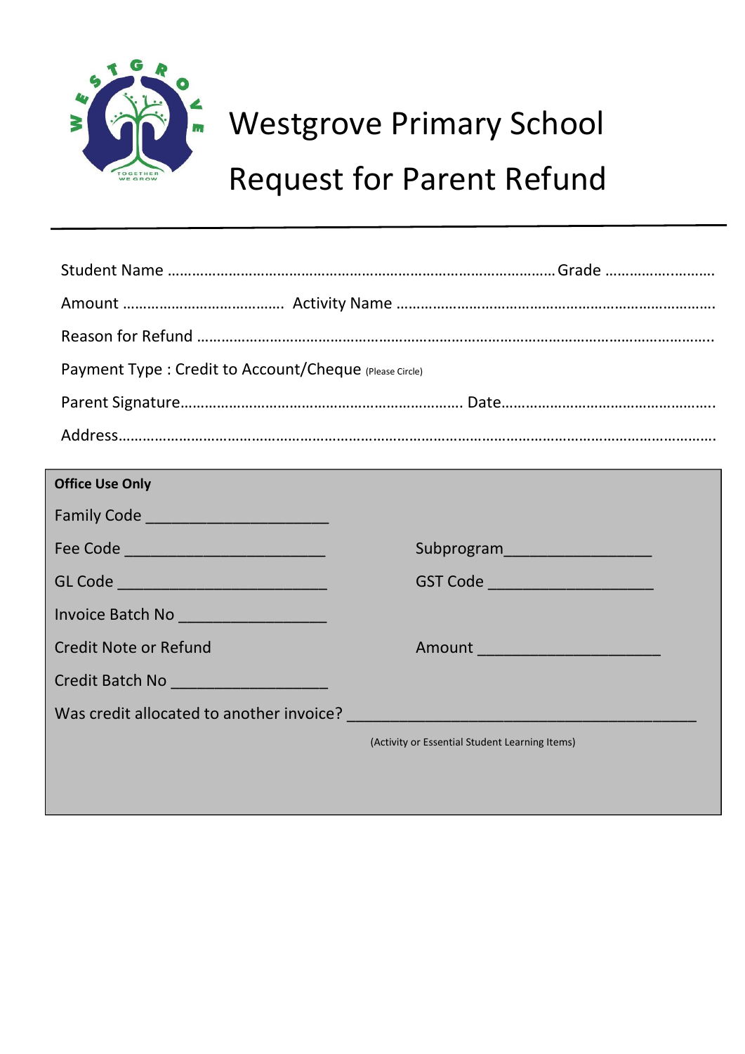# Westgrove Primary School

# Request for Parent Refund

---

Student Name ……………………………………………………………………………………… Grade ………………………

Amount ………………………………… Activity Name ……………………………………………………………………

Reason for Refund …………………………………………………………………………………………………………

Payment Type : Credit to Account/Cheque (Please Circle)

Parent Signature…………………………………………………………… Date……………………………………………

Address………………………………………………………………………………………………………………………

**Office Use Only**

Family Code ____________________

Fee Code ______________________ Subprogram________________

GL Code _______________________ GST Code __________________

Invoice Batch No ________________

Credit Note or Refund Amount ____________________

Credit Batch No _________________

Was credit allocated to another invoice? ______________________________________

(Activity or Essential Student Learning Items)